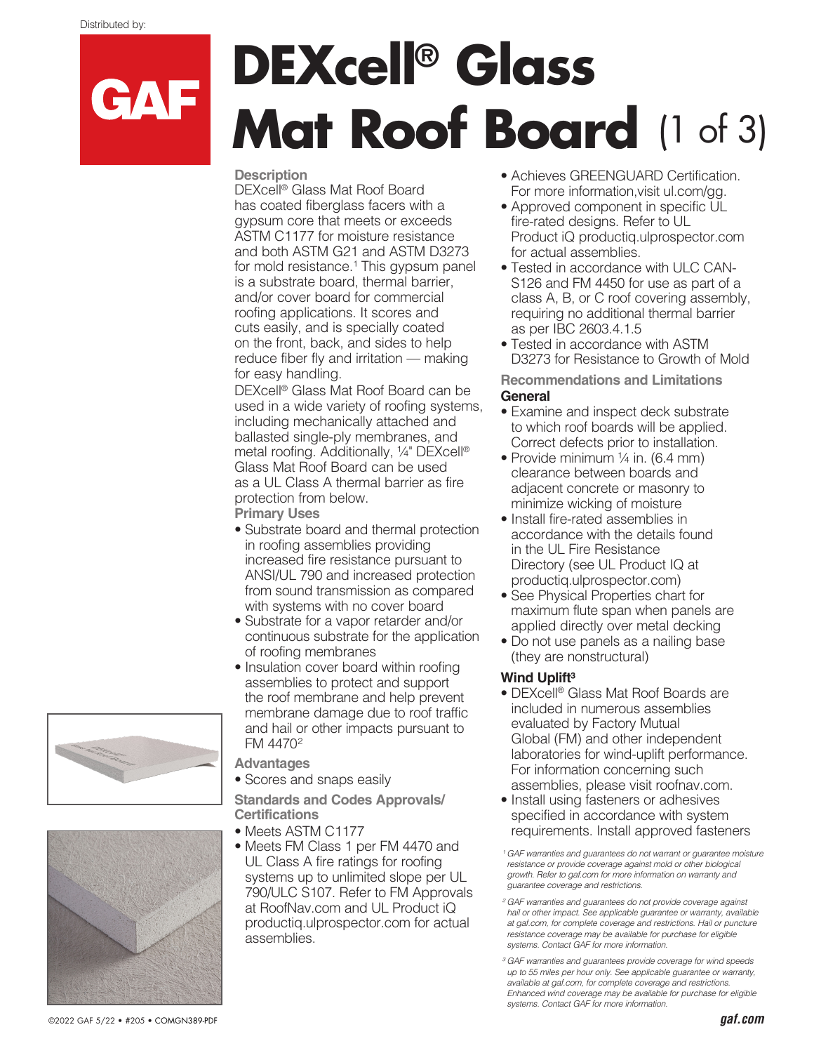Distributed by:

GAF

# DEXcell® Glass Mat Roof Board (1 of 3)

### Description

DEXcell® Glass Mat Roof Board has coated fiberglass facers with a gypsum core that meets or exceeds ASTM C1177 for moisture resistance and both ASTM G21 and ASTM D3273 for mold resistance.[1] This gypsum panel is a substrate board, thermal barrier, and/or cover board for commercial roofing applications. It scores and cuts easily, and is specially coated on the front, back, and sides to help reduce fiber fly and irritation — making for easy handling.

DEXcell® Glass Mat Roof Board can be used in a wide variety of roofing systems, including mechanically attached and ballasted single-ply membranes, and metal roofing. Additionally, ¼" DEXcell® Glass Mat Roof Board can be used as a UL Class A thermal barrier as fire protection from below.

### Primary Uses

- Substrate board and thermal protection in roofing assemblies providing increased fire resistance pursuant to ANSI/UL 790 and increased protection from sound transmission as compared with systems with no cover board
- Substrate for a vapor retarder and/or continuous substrate for the application of roofing membranes
- Insulation cover board within roofing assemblies to protect and support the roof membrane and help prevent membrane damage due to roof traffic and hail or other impacts pursuant to FM 4470[2]

### Advantages

- Scores and snaps easily

### Standards and Codes Approvals/ Certifications

- Meets ASTM C1177
- Meets FM Class 1 per FM 4470 and UL Class A fire ratings for roofing systems up to unlimited slope per UL 790/ULC S107. Refer to FM Approvals at RoofNav.com and UL Product iQ productiq.ulprospector.com for actual assemblies.
- Achieves GREENGUARD Certification. For more information,visit ul.com/gg.
- Approved component in specific UL fire-rated designs. Refer to UL Product iQ productiq.ulprospector.com for actual assemblies.
- Tested in accordance with ULC CAN-S126 and FM 4450 for use as part of a class A, B, or C roof covering assembly, requiring no additional thermal barrier as per IBC 2603.4.1.5
- Tested in accordance with ASTM D3273 for Resistance to Growth of Mold

### Recommendations and Limitations

#### General

- Examine and inspect deck substrate to which roof boards will be applied. Correct defects prior to installation.
- Provide minimum ¼ in. (6.4 mm) clearance between boards and adjacent concrete or masonry to minimize wicking of moisture
- Install fire-rated assemblies in accordance with the details found in the UL Fire Resistance Directory (see UL Product IQ at productiq.ulprospector.com)
- See Physical Properties chart for maximum flute span when panels are applied directly over metal decking
- Do not use panels as a nailing base (they are nonstructural)

#### Wind Uplift[3]

- DEXcell® Glass Mat Roof Boards are included in numerous assemblies evaluated by Factory Mutual Global (FM) and other independent laboratories for wind-uplift performance. For information concerning such assemblies, please visit roofnav.com.
- Install using fasteners or adhesives specified in accordance with system requirements. Install approved fasteners

*[1] GAF warranties and guarantees do not warrant or guarantee moisture resistance or provide coverage against mold or other biological growth. Refer to gaf.com for more information on warranty and guarantee coverage and restrictions.*

*[2] GAF warranties and guarantees do not provide coverage against hail or other impact. See applicable guarantee or warranty, available at gaf.com, for complete coverage and restrictions. Hail or puncture resistance coverage may be available for purchase for eligible systems. Contact GAF for more information.*

*[3] GAF warranties and guarantees provide coverage for wind speeds up to 55 miles per hour only. See applicable guarantee or warranty, available at gaf.com, for complete coverage and restrictions. Enhanced wind coverage may be available for purchase for eligible systems. Contact GAF for more information.*

©2022 GAF 5/22 • #205 • COMGN389-PDF

gaf.com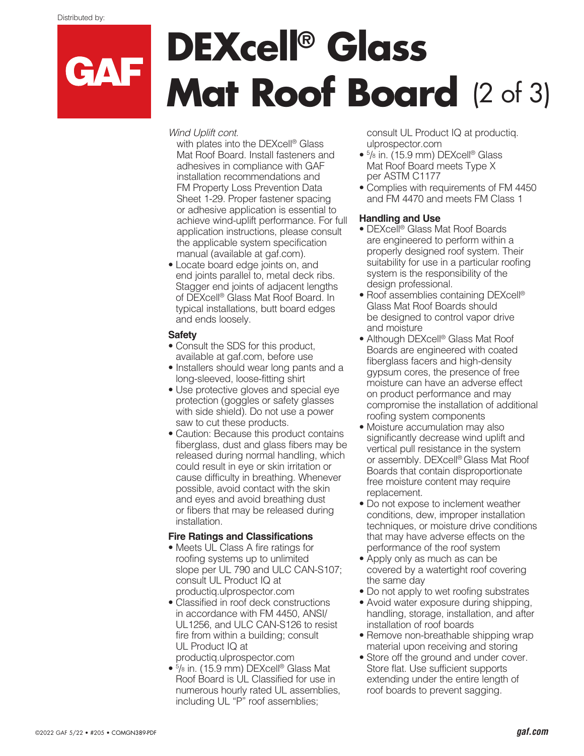Distributed by:

# DEXcell® Glass Mat Roof Board (2 of 3)

*Wind Uplift cont.*

with plates into the DEXcell® Glass Mat Roof Board. Install fasteners and adhesives in compliance with GAF installation recommendations and FM Property Loss Prevention Data Sheet 1-29. Proper fastener spacing or adhesive application is essential to achieve wind-uplift performance. For full application instructions, please consult the applicable system specification manual (available at gaf.com).

- Locate board edge joints on, and end joints parallel to, metal deck ribs. Stagger end joints of adjacent lengths of DEXcell® Glass Mat Roof Board. In typical installations, butt board edges and ends loosely.

**Safety**

- Consult the SDS for this product, available at gaf.com, before use
- Installers should wear long pants and a long-sleeved, loose-fitting shirt
- Use protective gloves and special eye protection (goggles or safety glasses with side shield). Do not use a power saw to cut these products.
- Caution: Because this product contains fiberglass, dust and glass fibers may be released during normal handling, which could result in eye or skin irritation or cause difficulty in breathing. Whenever possible, avoid contact with the skin and eyes and avoid breathing dust or fibers that may be released during installation.

**Fire Ratings and Classifications**

- Meets UL Class A fire ratings for roofing systems up to unlimited slope per UL 790 and ULC CAN-S107; consult UL Product IQ at productiq.ulprospector.com
- Classified in roof deck constructions in accordance with FM 4450, ANSI/UL1256, and ULC CAN-S126 to resist fire from within a building; consult UL Product IQ at productiq.ulprospector.com
- 5/8 in. (15.9 mm) DEXcell® Glass Mat Roof Board is UL Classified for use in numerous hourly rated UL assemblies, including UL "P" roof assemblies; consult UL Product IQ at productiq.ulprospector.com
- 5/8 in. (15.9 mm) DEXcell® Glass Mat Roof Board meets Type X per ASTM C1177
- Complies with requirements of FM 4450 and FM 4470 and meets FM Class 1

**Handling and Use**

- DEXcell® Glass Mat Roof Boards are engineered to perform within a properly designed roof system. Their suitability for use in a particular roofing system is the responsibility of the design professional.
- Roof assemblies containing DEXcell® Glass Mat Roof Boards should be designed to control vapor drive and moisture
- Although DEXcell® Glass Mat Roof Boards are engineered with coated fiberglass facers and high-density gypsum cores, the presence of free moisture can have an adverse effect on product performance and may compromise the installation of additional roofing system components
- Moisture accumulation may also significantly decrease wind uplift and vertical pull resistance in the system or assembly. DEXcell® Glass Mat Roof Boards that contain disproportionate free moisture content may require replacement.
- Do not expose to inclement weather conditions, dew, improper installation techniques, or moisture drive conditions that may have adverse effects on the performance of the roof system
- Apply only as much as can be covered by a watertight roof covering the same day
- Do not apply to wet roofing substrates
- Avoid water exposure during shipping, handling, storage, installation, and after installation of roof boards
- Remove non-breathable shipping wrap material upon receiving and storing
- Store off the ground and under cover. Store flat. Use sufficient supports extending under the entire length of roof boards to prevent sagging.

©2022 GAF 5/22 • #205 • COMGN389-PDF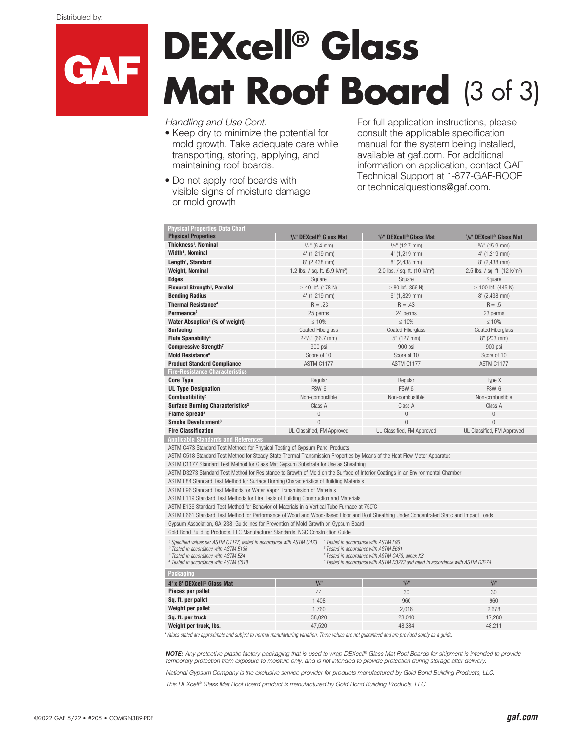Distributed by:

GAF

# DEXcell® Glass Mat Roof Board (3 of 3)

*Handling and Use Cont.*

- Keep dry to minimize the potential for mold growth. Take adequate care while transporting, storing, applying, and maintaining roof boards.
- Do not apply roof boards with visible signs of moisture damage or mold growth

For full application instructions, please consult the applicable specification manual for the system being installed, available at gaf.com. For additional information on application, contact GAF Technical Support at 1-877-GAF-ROOF or technicalquestions@gaf.com.

| Physical Properties Data Chart* | | | |
|---|---|---|---|
| **Physical Properties** | **1/4" DEXcell® Glass Mat** | **1/2" DEXcell® Glass Mat** | **5/8" DEXcell® Glass Mat** |
| **Thickness[1], Nominal** | 1/4" (6.4 mm) | 1/2" (12.7 mm) | 5/8" (15.9 mm) |
| **Width[1], Nominal** | 4' (1,219 mm) | 4' (1,219 mm) | 4' (1,219 mm) |
| **Length[1], Standard** | 8' (2,438 mm) | 8' (2,438 mm) | 8' (2,438 mm) |
| **Weight, Nominal** | 1.2 lbs. / sq. ft. (5.9 k/m$^2$) | 2.0 lbs. / sq. ft. (10 k/m$^2$) | 2.5 lbs. / sq. ft. (12 k/m$^2$) |
| **Edges** | Square | Square | Square |
| **Flexural Strength[1], Parallel** | ≥ 40 lbf. (178 N) | ≥ 80 lbf. (356 N) | ≥ 100 lbf. (445 N) |
| **Bending Radius** | 4' (1,219 mm) | 6' (1,829 mm) | 8' (2,438 mm) |
| **Thermal Resistance[4]** | R = .23 | R = .43 | R = .5 |
| **Permeance[5]** | 25 perms | 24 perms | 23 perms |
| **Water Absoption[1] (% of weight)** | ≤ 10% | ≤ 10% | ≤ 10% |
| **Surfacing** | Coated Fiberglass | Coated Fiberglass | Coated Fiberglass |
| **Flute Spanability[6]** | 2-5/8" (66.7 mm) | 5" (127 mm) | 8" (203 mm) |
| **Compressive Strength[7]** | 900 psi | 900 psi | 900 psi |
| **Mold Resistance[8]** | Score of 10 | Score of 10 | Score of 10 |
| **Product Standard Compliance** | ASTM C1177 | ASTM C1177 | ASTM C1177 |
| **Fire-Resistance Characteristics** | | | |
| **Core Type** | Regular | Regular | Type X |
| **UL Type Designation** | FSW-6 | FSW-6 | FSW-6 |
| **Combustibility[2]** | Non-combustible | Non-combustible | Non-combustible |
| **Surface Burning Characteristics[3]** | Class A | Class A | Class A |
| **Flame Spread[3]** | 0 | 0 | 0 |
| **Smoke Development[3]** | 0 | 0 | 0 |
| **Fire Classification** | UL Classified, FM Approved | UL Classified, FM Approved | UL Classified, FM Approved |

**Applicable Standards and References**

- ASTM C473 Standard Test Methods for Physical Testing of Gypsum Panel Products
- ASTM C518 Standard Test Method for Steady-State Thermal Transmission Properties by Means of the Heat Flow Meter Apparatus
- ASTM C1177 Standard Test Method for Glass Mat Gypsum Substrate for Use as Sheathing
- ASTM D3273 Standard Test Method for Resistance to Growth of Mold on the Surface of Interior Coatings in an Environmental Chamber
- ASTM E84 Standard Test Method for Surface Burning Characteristics of Building Materials
- ASTM E96 Standard Test Methods for Water Vapor Transmission of Materials
- ASTM E119 Standard Test Methods for Fire Tests of Building Construction and Materials
- ASTM E136 Standard Test Method for Behavior of Materials in a Vertical Tube Furnace at 750˚C
- ASTM E661 Standard Test Method for Performance of Wood and Wood-Based Floor and Roof Sheathing Under Concentrated Static and Impact Loads
- Gypsum Association, GA-238, Guidelines for Prevention of Mold Growth on Gypsum Board
- Gold Bond Building Products, LLC Manufacturer Standards, NGC Construction Guide

*[1] Specified values per ASTM C1177, tested in accordance with ASTM C473*
*[2] Tested in accordance with ASTM E136*
*[3] Tested in accordance with ASTM E84*
*[4] Tested in accordance with ASTM C518.*
*[5] Tested in accordance with ASTM E96*
*[6] Tested in accordance with ASTM E661*
*[7] Tested in accordance with ASTM C473, annex X3*
*[8] Tested in accordance with ASTM D3273 and rated in accordance with ASTM D3274*

**Packaging**

| **4' x 8' DEXcell® Glass Mat** | **1/4"** | **1/2"** | **5/8"** |
|---|---|---|---|
| **Pieces per pallet** | 44 | 30 | 30 |
| **Sq. ft. per pallet** | 1,408 | 960 | 960 |
| **Weight per pallet** | 1,760 | 2,016 | 2,678 |
| **Sq. ft. per truck** | 38,020 | 23,040 | 17,280 |
| **Weight per truck, lbs.** | 47,520 | 48,384 | 48,211 |

*\*Values stated are approximate and subject to normal manufacturing variation. These values are not guaranteed and are provided solely as a guide.*

***NOTE:** Any protective plastic factory packaging that is used to wrap DEXcell® Glass Mat Roof Boards for shipment is intended to provide temporary protection from exposure to moisture only, and is not intended to provide protection during storage after delivery.*

*National Gypsum Company is the exclusive service provider for products manufactured by Gold Bond Building Products, LLC.*

*This DEXcell® Glass Mat Roof Board product is manufactured by Gold Bond Building Products, LLC.*

©2022 GAF 5/22 • #205 • COMGN389-PDF

gaf.com